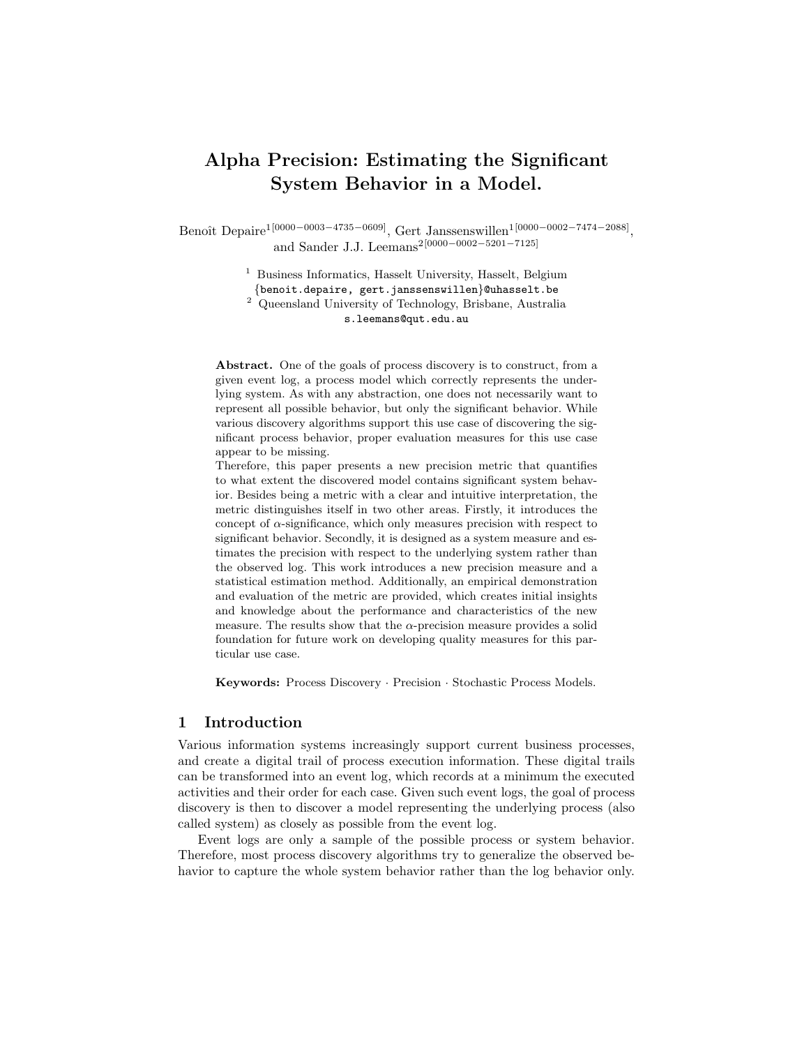# Alpha Precision: Estimating the Significant System Behavior in a Model.

Benoît Depaire[1[0000-0003-4735-0609]], Gert Janssenswillen[1[0000-0002-7474-2088]], and Sander J.J. Leemans[2[0000-0002-5201-7125]]

[1] Business Informatics, Hasselt University, Hasselt, Belgium
{benoit.depaire, gert.janssenswillen}@uhasselt.be

[2] Queensland University of Technology, Brisbane, Australia
s.leemans@qut.edu.au

**Abstract.** One of the goals of process discovery is to construct, from a given event log, a process model which correctly represents the underlying system. As with any abstraction, one does not necessarily want to represent all possible behavior, but only the significant behavior. While various discovery algorithms support this use case of discovering the significant process behavior, proper evaluation measures for this use case appear to be missing.

Therefore, this paper presents a new precision metric that quantifies to what extent the discovered model contains significant system behavior. Besides being a metric with a clear and intuitive interpretation, the metric distinguishes itself in two other areas. Firstly, it introduces the concept of $\alpha$-significance, which only measures precision with respect to significant behavior. Secondly, it is designed as a system measure and estimates the precision with respect to the underlying system rather than the observed log. This work introduces a new precision measure and a statistical estimation method. Additionally, an empirical demonstration and evaluation of the metric are provided, which creates initial insights and knowledge about the performance and characteristics of the new measure. The results show that the $\alpha$-precision measure provides a solid foundation for future work on developing quality measures for this particular use case.

**Keywords:** Process Discovery · Precision · Stochastic Process Models.

## 1 Introduction

Various information systems increasingly support current business processes, and create a digital trail of process execution information. These digital trails can be transformed into an event log, which records at a minimum the executed activities and their order for each case. Given such event logs, the goal of process discovery is then to discover a model representing the underlying process (also called system) as closely as possible from the event log.

Event logs are only a sample of the possible process or system behavior. Therefore, most process discovery algorithms try to generalize the observed behavior to capture the whole system behavior rather than the log behavior only.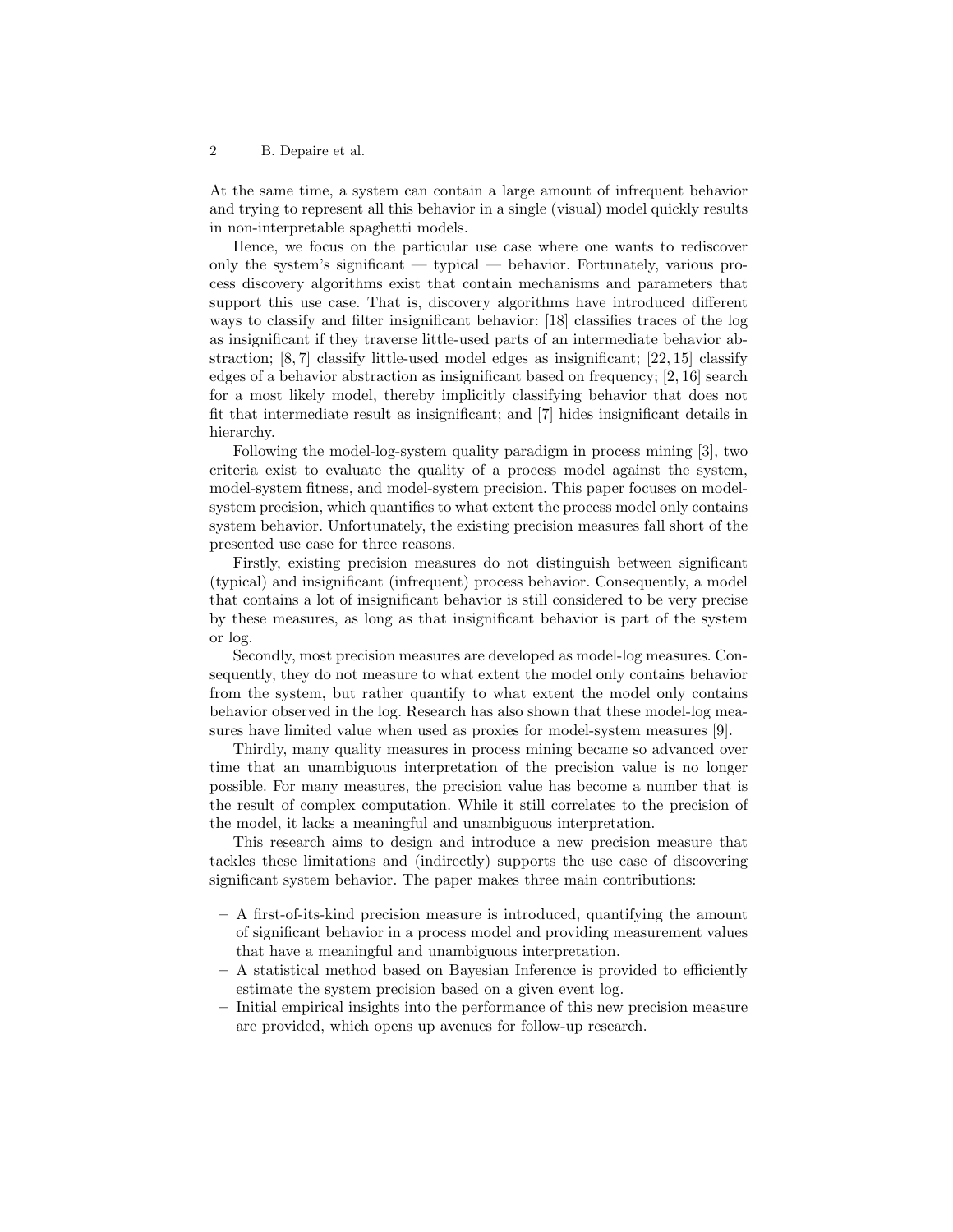At the same time, a system can contain a large amount of infrequent behavior and trying to represent all this behavior in a single (visual) model quickly results in non-interpretable spaghetti models.

Hence, we focus on the particular use case where one wants to rediscover only the system's significant — typical — behavior. Fortunately, various process discovery algorithms exist that contain mechanisms and parameters that support this use case. That is, discovery algorithms have introduced different ways to classify and filter insignificant behavior: [18] classifies traces of the log as insignificant if they traverse little-used parts of an intermediate behavior abstraction; [8, 7] classify little-used model edges as insignificant; [22, 15] classify edges of a behavior abstraction as insignificant based on frequency; [2, 16] search for a most likely model, thereby implicitly classifying behavior that does not fit that intermediate result as insignificant; and [7] hides insignificant details in hierarchy.

Following the model-log-system quality paradigm in process mining [3], two criteria exist to evaluate the quality of a process model against the system, model-system fitness, and model-system precision. This paper focuses on model-system precision, which quantifies to what extent the process model only contains system behavior. Unfortunately, the existing precision measures fall short of the presented use case for three reasons.

Firstly, existing precision measures do not distinguish between significant (typical) and insignificant (infrequent) process behavior. Consequently, a model that contains a lot of insignificant behavior is still considered to be very precise by these measures, as long as that insignificant behavior is part of the system or log.

Secondly, most precision measures are developed as model-log measures. Consequently, they do not measure to what extent the model only contains behavior from the system, but rather quantify to what extent the model only contains behavior observed in the log. Research has also shown that these model-log measures have limited value when used as proxies for model-system measures [9].

Thirdly, many quality measures in process mining became so advanced over time that an unambiguous interpretation of the precision value is no longer possible. For many measures, the precision value has become a number that is the result of complex computation. While it still correlates to the precision of the model, it lacks a meaningful and unambiguous interpretation.

This research aims to design and introduce a new precision measure that tackles these limitations and (indirectly) supports the use case of discovering significant system behavior. The paper makes three main contributions:

- A first-of-its-kind precision measure is introduced, quantifying the amount of significant behavior in a process model and providing measurement values that have a meaningful and unambiguous interpretation.
- A statistical method based on Bayesian Inference is provided to efficiently estimate the system precision based on a given event log.
- Initial empirical insights into the performance of this new precision measure are provided, which opens up avenues for follow-up research.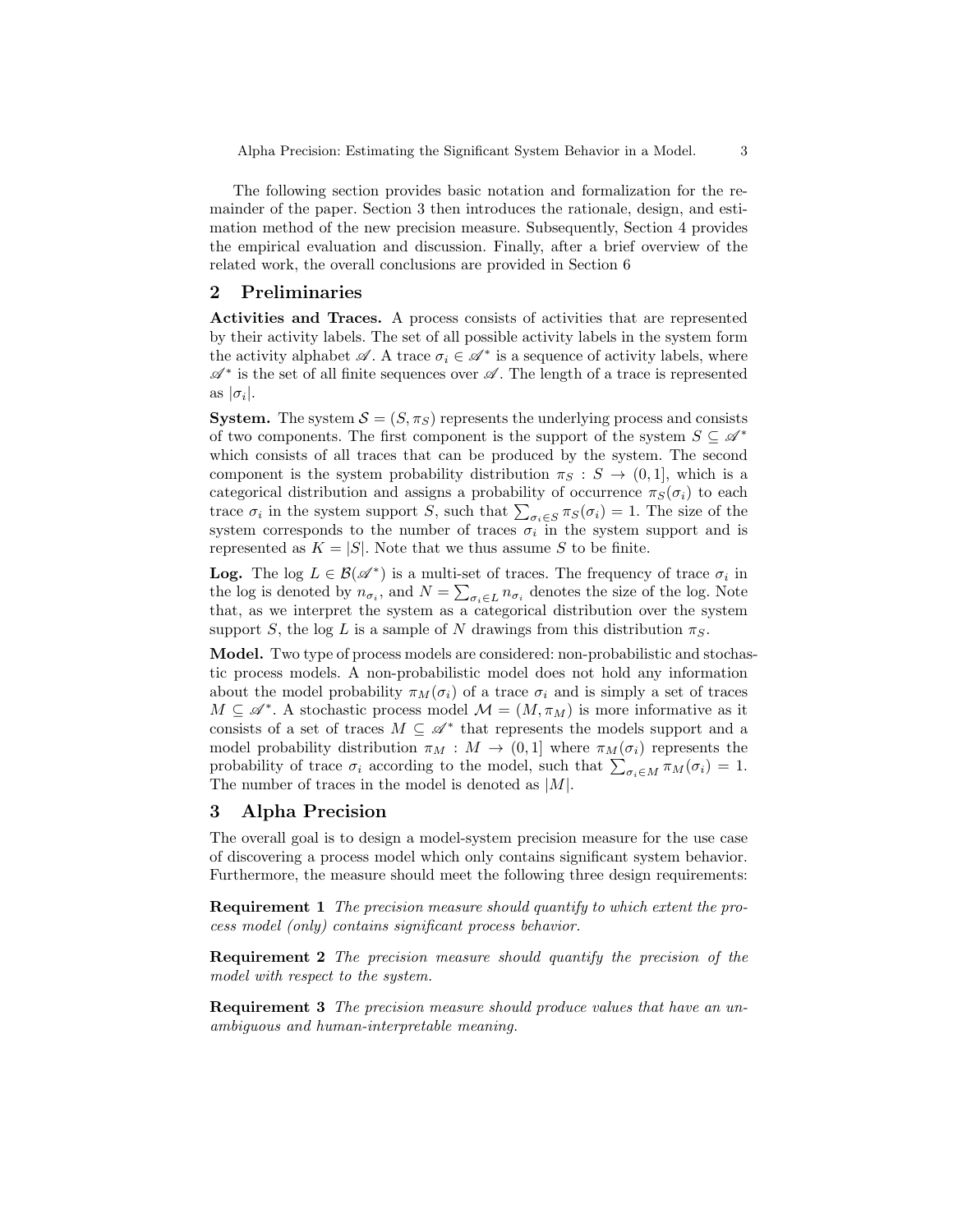The following section provides basic notation and formalization for the remainder of the paper. Section 3 then introduces the rationale, design, and estimation method of the new precision measure. Subsequently, Section 4 provides the empirical evaluation and discussion. Finally, after a brief overview of the related work, the overall conclusions are provided in Section 6

## 2 Preliminaries

**Activities and Traces.** A process consists of activities that are represented by their activity labels. The set of all possible activity labels in the system form the activity alphabet $\mathscr{A}$. A trace $\sigma_i \in \mathscr{A}^*$ is a sequence of activity labels, where $\mathscr{A}^*$ is the set of all finite sequences over $\mathscr{A}$. The length of a trace is represented as $|\sigma_i|$.

**System.** The system $\mathcal{S} = (S, \pi_S)$ represents the underlying process and consists of two components. The first component is the support of the system $S \subseteq \mathscr{A}^*$ which consists of all traces that can be produced by the system. The second component is the system probability distribution $\pi_S : S \to (0, 1]$, which is a categorical distribution and assigns a probability of occurrence $\pi_S(\sigma_i)$ to each trace $\sigma_i$ in the system support $S$, such that $\sum_{\sigma_i \in S} \pi_S(\sigma_i) = 1$. The size of the system corresponds to the number of traces $\sigma_i$ in the system support and is represented as $K = |S|$. Note that we thus assume $S$ to be finite.

**Log.** The log $L \in \mathcal{B}(\mathscr{A}^*)$ is a multi-set of traces. The frequency of trace $\sigma_i$ in the log is denoted by $n_{\sigma_i}$, and $N = \sum_{\sigma_i \in L} n_{\sigma_i}$ denotes the size of the log. Note that, as we interpret the system as a categorical distribution over the system support $S$, the log $L$ is a sample of $N$ drawings from this distribution $\pi_S$.

**Model.** Two type of process models are considered: non-probabilistic and stochastic process models. A non-probabilistic model does not hold any information about the model probability $\pi_M(\sigma_i)$ of a trace $\sigma_i$ and is simply a set of traces $M \subseteq \mathscr{A}^*$. A stochastic process model $\mathcal{M} = (M, \pi_M)$ is more informative as it consists of a set of traces $M \subseteq \mathscr{A}^*$ that represents the models support and a model probability distribution $\pi_M : M \to (0, 1]$ where $\pi_M(\sigma_i)$ represents the probability of trace $\sigma_i$ according to the model, such that $\sum_{\sigma_i \in M} \pi_M(\sigma_i) = 1$. The number of traces in the model is denoted as $|M|$.

## 3 Alpha Precision

The overall goal is to design a model-system precision measure for the use case of discovering a process model which only contains significant system behavior. Furthermore, the measure should meet the following three design requirements:

**Requirement 1** *The precision measure should quantify to which extent the process model (only) contains significant process behavior.*

**Requirement 2** *The precision measure should quantify the precision of the model with respect to the system.*

**Requirement 3** *The precision measure should produce values that have an unambiguous and human-interpretable meaning.*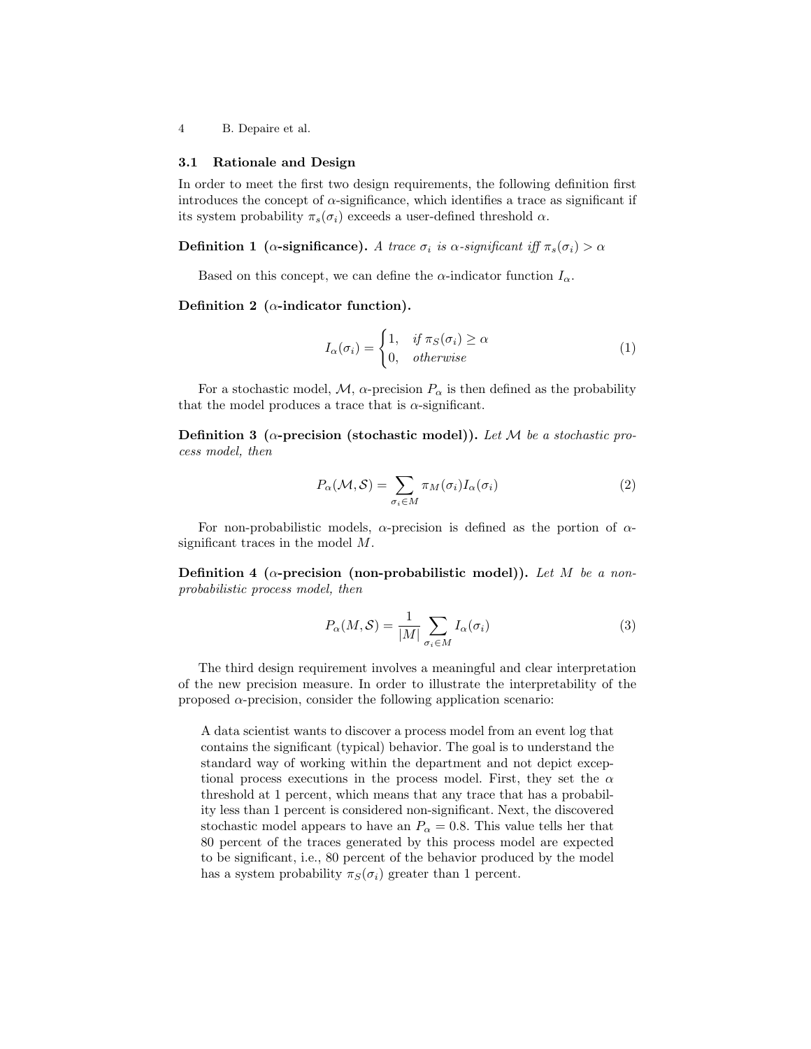### 3.1 Rationale and Design

In order to meet the first two design requirements, the following definition first introduces the concept of $\alpha$-significance, which identifies a trace as significant if its system probability $\pi_s(\sigma_i)$ exceeds a user-defined threshold $\alpha$.

**Definition 1** **($\alpha$-significance).** *A trace $\sigma_i$ is $\alpha$-significant iff $\pi_s(\sigma_i) > \alpha$*

Based on this concept, we can define the $\alpha$-indicator function $I_\alpha$.

**Definition 2** **($\alpha$-indicator function).**

$$I_\alpha(\sigma_i) = \begin{cases} 1, & \textit{if } \pi_S(\sigma_i) \geq \alpha \\ 0, & \textit{otherwise} \end{cases} \tag{1}$$

For a stochastic model, $\mathcal{M}$, $\alpha$-precision $P_\alpha$ is then defined as the probability that the model produces a trace that is $\alpha$-significant.

**Definition 3** **($\alpha$-precision (stochastic model)).** *Let $\mathcal{M}$ be a stochastic process model, then*

$$P_\alpha(\mathcal{M}, \mathcal{S}) = \sum_{\sigma_i \in M} \pi_M(\sigma_i) I_\alpha(\sigma_i) \tag{2}$$

For non-probabilistic models, $\alpha$-precision is defined as the portion of $\alpha$-significant traces in the model $M$.

**Definition 4** **($\alpha$-precision (non-probabilistic model)).** *Let $M$ be a non-probabilistic process model, then*

$$P_\alpha(M, \mathcal{S}) = \frac{1}{|M|} \sum_{\sigma_i \in M} I_\alpha(\sigma_i) \tag{3}$$

The third design requirement involves a meaningful and clear interpretation of the new precision measure. In order to illustrate the interpretability of the proposed $\alpha$-precision, consider the following application scenario:

> A data scientist wants to discover a process model from an event log that contains the significant (typical) behavior. The goal is to understand the standard way of working within the department and not depict exceptional process executions in the process model. First, they set the $\alpha$ threshold at 1 percent, which means that any trace that has a probability less than 1 percent is considered non-significant. Next, the discovered stochastic model appears to have an $P_\alpha = 0.8$. This value tells her that 80 percent of the traces generated by this process model are expected to be significant, i.e., 80 percent of the behavior produced by the model has a system probability $\pi_S(\sigma_i)$ greater than 1 percent.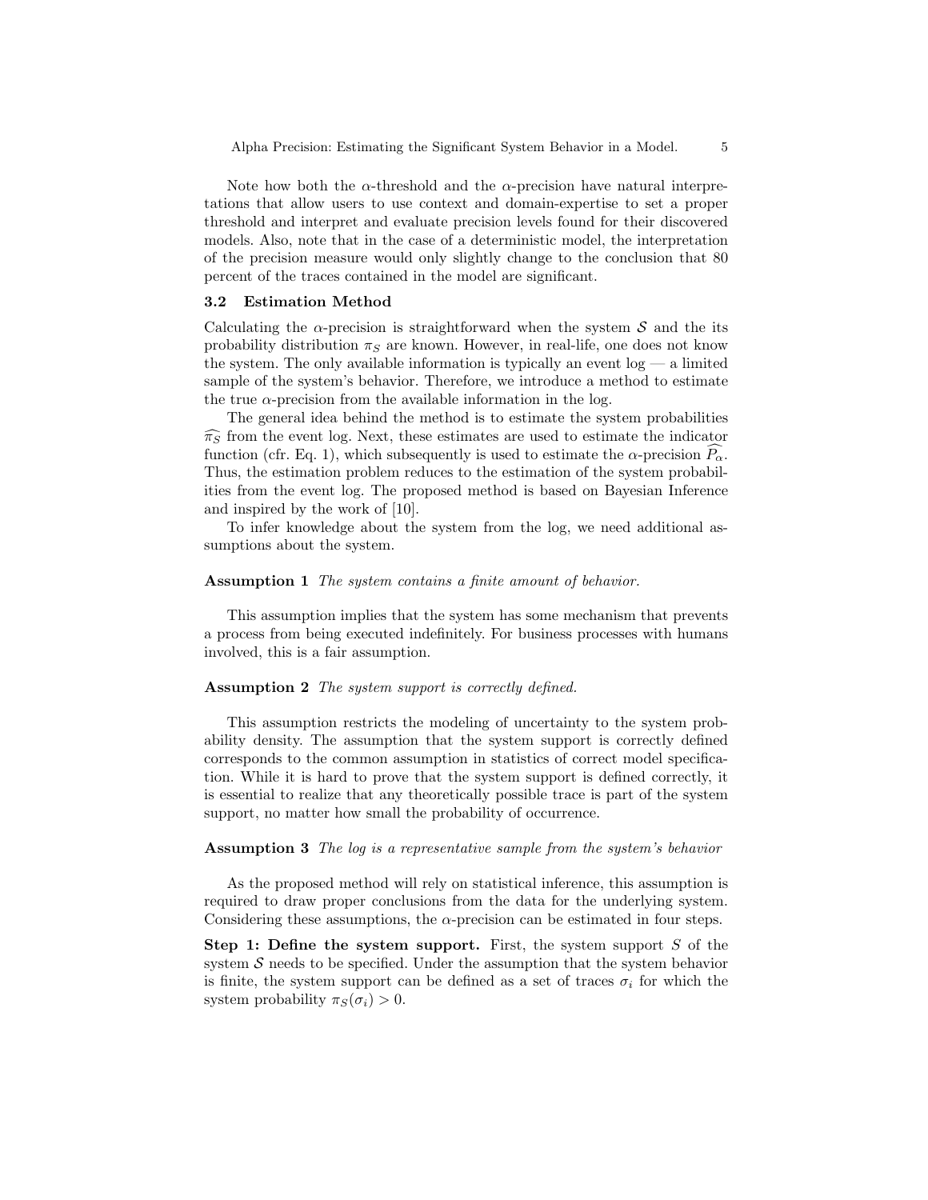Note how both the $\alpha$-threshold and the $\alpha$-precision have natural interpretations that allow users to use context and domain-expertise to set a proper threshold and interpret and evaluate precision levels found for their discovered models. Also, note that in the case of a deterministic model, the interpretation of the precision measure would only slightly change to the conclusion that 80 percent of the traces contained in the model are significant.

### 3.2 Estimation Method

Calculating the $\alpha$-precision is straightforward when the system $\mathcal{S}$ and the its probability distribution $\pi_S$ are known. However, in real-life, one does not know the system. The only available information is typically an event log — a limited sample of the system's behavior. Therefore, we introduce a method to estimate the true $\alpha$-precision from the available information in the log.

The general idea behind the method is to estimate the system probabilities $\widehat{\pi_S}$ from the event log. Next, these estimates are used to estimate the indicator function (cfr. Eq. 1), which subsequently is used to estimate the $\alpha$-precision $\widehat{P_\alpha}$. Thus, the estimation problem reduces to the estimation of the system probabilities from the event log. The proposed method is based on Bayesian Inference and inspired by the work of [10].

To infer knowledge about the system from the log, we need additional assumptions about the system.

**Assumption 1** *The system contains a finite amount of behavior.*

This assumption implies that the system has some mechanism that prevents a process from being executed indefinitely. For business processes with humans involved, this is a fair assumption.

**Assumption 2** *The system support is correctly defined.*

This assumption restricts the modeling of uncertainty to the system probability density. The assumption that the system support is correctly defined corresponds to the common assumption in statistics of correct model specification. While it is hard to prove that the system support is defined correctly, it is essential to realize that any theoretically possible trace is part of the system support, no matter how small the probability of occurrence.

**Assumption 3** *The log is a representative sample from the system's behavior*

As the proposed method will rely on statistical inference, this assumption is required to draw proper conclusions from the data for the underlying system. Considering these assumptions, the $\alpha$-precision can be estimated in four steps.

**Step 1: Define the system support.** First, the system support $S$ of the system $\mathcal{S}$ needs to be specified. Under the assumption that the system behavior is finite, the system support can be defined as a set of traces $\sigma_i$ for which the system probability $\pi_S(\sigma_i) > 0$.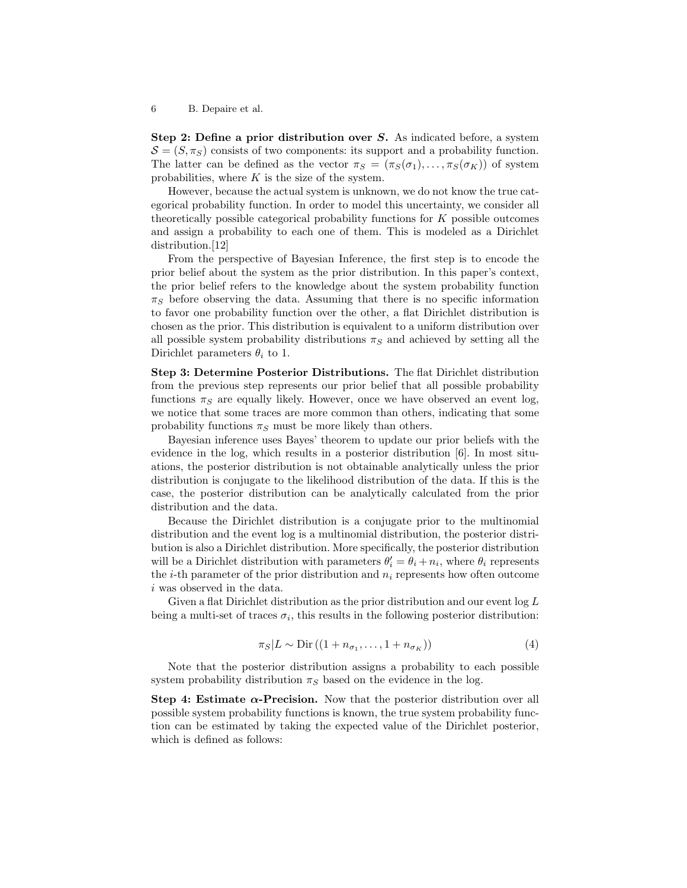**Step 2: Define a prior distribution over $S$.** As indicated before, a system $\mathcal{S} = (S, \pi_S)$ consists of two components: its support and a probability function. The latter can be defined as the vector $\pi_S = (\pi_S(\sigma_1), \ldots, \pi_S(\sigma_K))$ of system probabilities, where $K$ is the size of the system.

However, because the actual system is unknown, we do not know the true categorical probability function. In order to model this uncertainty, we consider all theoretically possible categorical probability functions for $K$ possible outcomes and assign a probability to each one of them. This is modeled as a Dirichlet distribution.[12]

From the perspective of Bayesian Inference, the first step is to encode the prior belief about the system as the prior distribution. In this paper's context, the prior belief refers to the knowledge about the system probability function $\pi_S$ before observing the data. Assuming that there is no specific information to favor one probability function over the other, a flat Dirichlet distribution is chosen as the prior. This distribution is equivalent to a uniform distribution over all possible system probability distributions $\pi_S$ and achieved by setting all the Dirichlet parameters $\theta_i$ to 1.

**Step 3: Determine Posterior Distributions.** The flat Dirichlet distribution from the previous step represents our prior belief that all possible probability functions $\pi_S$ are equally likely. However, once we have observed an event log, we notice that some traces are more common than others, indicating that some probability functions $\pi_S$ must be more likely than others.

Bayesian inference uses Bayes' theorem to update our prior beliefs with the evidence in the log, which results in a posterior distribution [6]. In most situations, the posterior distribution is not obtainable analytically unless the prior distribution is conjugate to the likelihood distribution of the data. If this is the case, the posterior distribution can be analytically calculated from the prior distribution and the data.

Because the Dirichlet distribution is a conjugate prior to the multinomial distribution and the event log is a multinomial distribution, the posterior distribution is also a Dirichlet distribution. More specifically, the posterior distribution will be a Dirichlet distribution with parameters $\theta_i' = \theta_i + n_i$, where $\theta_i$ represents the $i$-th parameter of the prior distribution and $n_i$ represents how often outcome $i$ was observed in the data.

Given a flat Dirichlet distribution as the prior distribution and our event log $L$ being a multi-set of traces $\sigma_i$, this results in the following posterior distribution:

$$\pi_S | L \sim \mathrm{Dir}\left((1 + n_{\sigma_1}, \ldots, 1 + n_{\sigma_K})\right) \tag{4}$$

Note that the posterior distribution assigns a probability to each possible system probability distribution $\pi_S$ based on the evidence in the log.

**Step 4: Estimate $\alpha$-Precision.** Now that the posterior distribution over all possible system probability functions is known, the true system probability function can be estimated by taking the expected value of the Dirichlet posterior, which is defined as follows: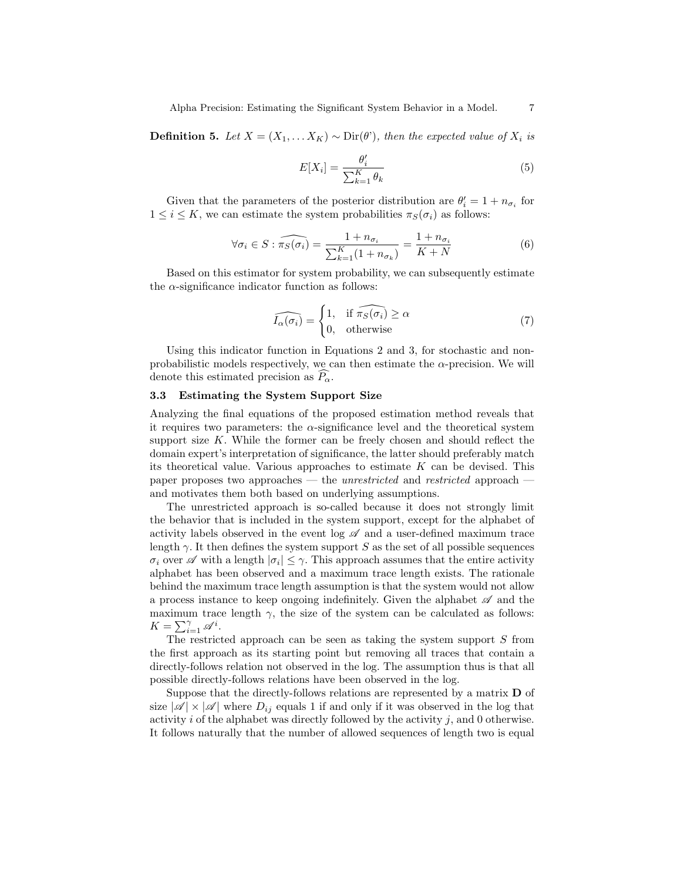**Definition 5.** *Let $X = (X_1, \dots X_K) \sim \text{Dir}(\theta')$, then the expected value of $X_i$ is*

$$E[X_i] = \frac{\theta'_i}{\sum_{k=1}^{K} \theta_k} \tag{5}$$

Given that the parameters of the posterior distribution are $\theta'_i = 1 + n_{\sigma_i}$ for $1 \leq i \leq K$, we can estimate the system probabilities $\pi_S(\sigma_i)$ as follows:

$$\forall \sigma_i \in S : \widehat{\pi_S(\sigma_i)} = \frac{1 + n_{\sigma_i}}{\sum_{k=1}^{K}(1 + n_{\sigma_k})} = \frac{1 + n_{\sigma_i}}{K + N} \tag{6}$$

Based on this estimator for system probability, we can subsequently estimate the $\alpha$-significance indicator function as follows:

$$\widehat{I_\alpha(\sigma_i)} = \begin{cases} 1, & \text{if } \widehat{\pi_S(\sigma_i)} \geq \alpha \\ 0, & \text{otherwise} \end{cases} \tag{7}$$

Using this indicator function in Equations 2 and 3, for stochastic and non-probabilistic models respectively, we can then estimate the $\alpha$-precision. We will denote this estimated precision as $\widehat{P_\alpha}$.

### 3.3 Estimating the System Support Size

Analyzing the final equations of the proposed estimation method reveals that it requires two parameters: the $\alpha$-significance level and the theoretical system support size $K$. While the former can be freely chosen and should reflect the domain expert's interpretation of significance, the latter should preferably match its theoretical value. Various approaches to estimate $K$ can be devised. This paper proposes two approaches — the *unrestricted* and *restricted* approach — and motivates them both based on underlying assumptions.

The unrestricted approach is so-called because it does not strongly limit the behavior that is included in the system support, except for the alphabet of activity labels observed in the event log $\mathscr{A}$ and a user-defined maximum trace length $\gamma$. It then defines the system support $S$ as the set of all possible sequences $\sigma_i$ over $\mathscr{A}$ with a length $|\sigma_i| \leq \gamma$. This approach assumes that the entire activity alphabet has been observed and a maximum trace length exists. The rationale behind the maximum trace length assumption is that the system would not allow a process instance to keep ongoing indefinitely. Given the alphabet $\mathscr{A}$ and the maximum trace length $\gamma$, the size of the system can be calculated as follows: $K = \sum_{i=1}^{\gamma} \mathscr{A}^i$.

The restricted approach can be seen as taking the system support $S$ from the first approach as its starting point but removing all traces that contain a directly-follows relation not observed in the log. The assumption thus is that all possible directly-follows relations have been observed in the log.

Suppose that the directly-follows relations are represented by a matrix $\mathbf{D}$ of size $|\mathscr{A}| \times |\mathscr{A}|$ where $D_{ij}$ equals 1 if and only if it was observed in the log that activity $i$ of the alphabet was directly followed by the activity $j$, and 0 otherwise. It follows naturally that the number of allowed sequences of length two is equal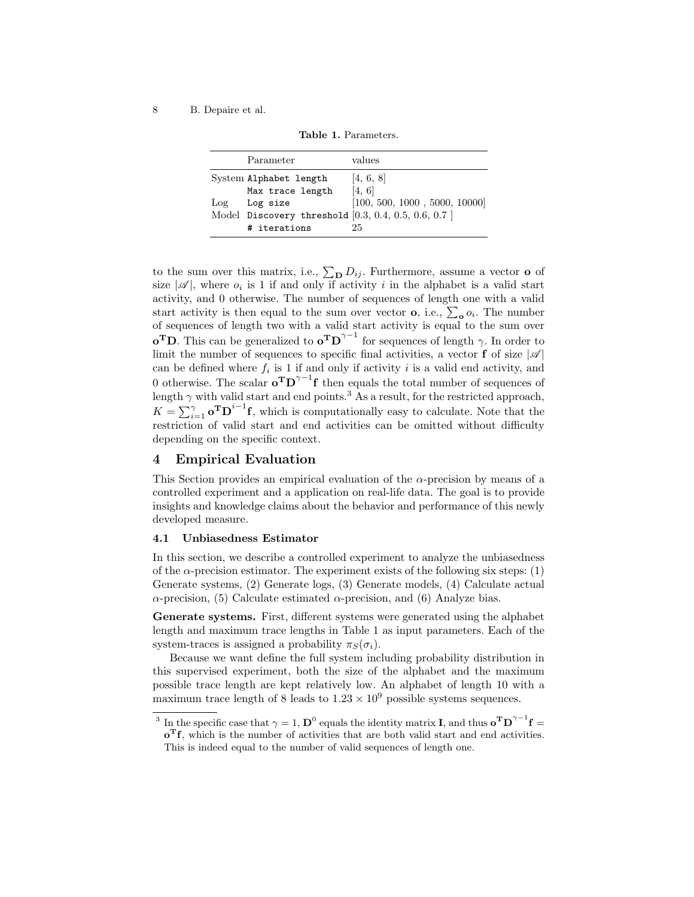**Table 1.** Parameters.

| | Parameter | values |
|---|---|---|
| System | `Alphabet length` | [4, 6, 8] |
| | `Max trace length` | [4, 6] |
| Log | `Log size` | [100, 500, 1000 , 5000, 10000] |
| Model | `Discovery threshold` | [0.3, 0.4, 0.5, 0.6, 0.7 ] |
| | `# iterations` | 25 |

to the sum over this matrix, i.e., $\sum_{\mathbf{D}} D_{ij}$. Furthermore, assume a vector $\mathbf{o}$ of size $|\mathscr{A}|$, where $o_i$ is 1 if and only if activity $i$ in the alphabet is a valid start activity, and 0 otherwise. The number of sequences of length one with a valid start activity is then equal to the sum over vector $\mathbf{o}$, i.e., $\sum_{\mathbf{o}} o_i$. The number of sequences of length two with a valid start activity is equal to the sum over $\mathbf{o^T D}$. This can be generalized to $\mathbf{o^T D}^{\gamma-1}$ for sequences of length $\gamma$. In order to limit the number of sequences to specific final activities, a vector $\mathbf{f}$ of size $|\mathscr{A}|$ can be defined where $f_i$ is 1 if and only if activity $i$ is a valid end activity, and 0 otherwise. The scalar $\mathbf{o^T D}^{\gamma-1}\mathbf{f}$ then equals the total number of sequences of length $\gamma$ with valid start and end points.[3] As a result, for the restricted approach, $K = \sum_{i=1}^{\gamma} \mathbf{o^T D}^{i-1}\mathbf{f}$, which is computationally easy to calculate. Note that the restriction of valid start and end activities can be omitted without difficulty depending on the specific context.

## 4 Empirical Evaluation

This Section provides an empirical evaluation of the $\alpha$-precision by means of a controlled experiment and a application on real-life data. The goal is to provide insights and knowledge claims about the behavior and performance of this newly developed measure.

### 4.1 Unbiasedness Estimator

In this section, we describe a controlled experiment to analyze the unbiasedness of the $\alpha$-precision estimator. The experiment exists of the following six steps: (1) Generate systems, (2) Generate logs, (3) Generate models, (4) Calculate actual $\alpha$-precision, (5) Calculate estimated $\alpha$-precision, and (6) Analyze bias.

**Generate systems.** First, different systems were generated using the alphabet length and maximum trace lengths in Table 1 as input parameters. Each of the system-traces is assigned a probability $\pi_S(\sigma_i)$.

Because we want define the full system including probability distribution in this supervised experiment, both the size of the alphabet and the maximum possible trace length are kept relatively low. An alphabet of length 10 with a maximum trace length of 8 leads to $1.23 \times 10^9$ possible systems sequences.

[3] In the specific case that $\gamma = 1$, $\mathbf{D}^0$ equals the identity matrix $\mathbf{I}$, and thus $\mathbf{o^T D}^{\gamma-1}\mathbf{f} = \mathbf{o^T f}$, which is the number of activities that are both valid start and end activities. This is indeed equal to the number of valid sequences of length one.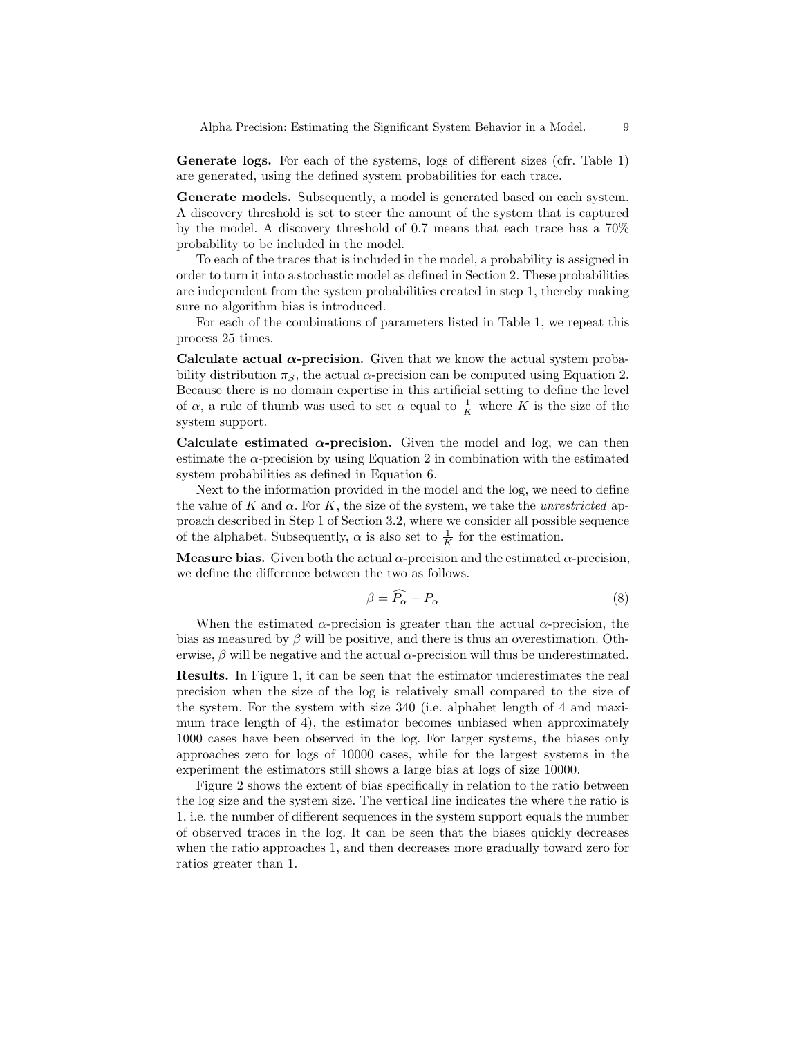**Generate logs.** For each of the systems, logs of different sizes (cfr. Table 1) are generated, using the defined system probabilities for each trace.

**Generate models.** Subsequently, a model is generated based on each system. A discovery threshold is set to steer the amount of the system that is captured by the model. A discovery threshold of 0.7 means that each trace has a 70% probability to be included in the model.

To each of the traces that is included in the model, a probability is assigned in order to turn it into a stochastic model as defined in Section 2. These probabilities are independent from the system probabilities created in step 1, thereby making sure no algorithm bias is introduced.

For each of the combinations of parameters listed in Table 1, we repeat this process 25 times.

**Calculate actual $\alpha$-precision.** Given that we know the actual system probability distribution $\pi_S$, the actual $\alpha$-precision can be computed using Equation 2. Because there is no domain expertise in this artificial setting to define the level of $\alpha$, a rule of thumb was used to set $\alpha$ equal to $\frac{1}{K}$ where $K$ is the size of the system support.

**Calculate estimated $\alpha$-precision.** Given the model and log, we can then estimate the $\alpha$-precision by using Equation 2 in combination with the estimated system probabilities as defined in Equation 6.

Next to the information provided in the model and the log, we need to define the value of $K$ and $\alpha$. For $K$, the size of the system, we take the *unrestricted* approach described in Step 1 of Section 3.2, where we consider all possible sequence of the alphabet. Subsequently, $\alpha$ is also set to $\frac{1}{K}$ for the estimation.

**Measure bias.** Given both the actual $\alpha$-precision and the estimated $\alpha$-precision, we define the difference between the two as follows.

$$\beta = \widehat{P_\alpha} - P_\alpha \tag{8}$$

When the estimated $\alpha$-precision is greater than the actual $\alpha$-precision, the bias as measured by $\beta$ will be positive, and there is thus an overestimation. Otherwise, $\beta$ will be negative and the actual $\alpha$-precision will thus be underestimated.

**Results.** In Figure 1, it can be seen that the estimator underestimates the real precision when the size of the log is relatively small compared to the size of the system. For the system with size 340 (i.e. alphabet length of 4 and maximum trace length of 4), the estimator becomes unbiased when approximately 1000 cases have been observed in the log. For larger systems, the biases only approaches zero for logs of 10000 cases, while for the largest systems in the experiment the estimators still shows a large bias at logs of size 10000.

Figure 2 shows the extent of bias specifically in relation to the ratio between the log size and the system size. The vertical line indicates the where the ratio is 1, i.e. the number of different sequences in the system support equals the number of observed traces in the log. It can be seen that the biases quickly decreases when the ratio approaches 1, and then decreases more gradually toward zero for ratios greater than 1.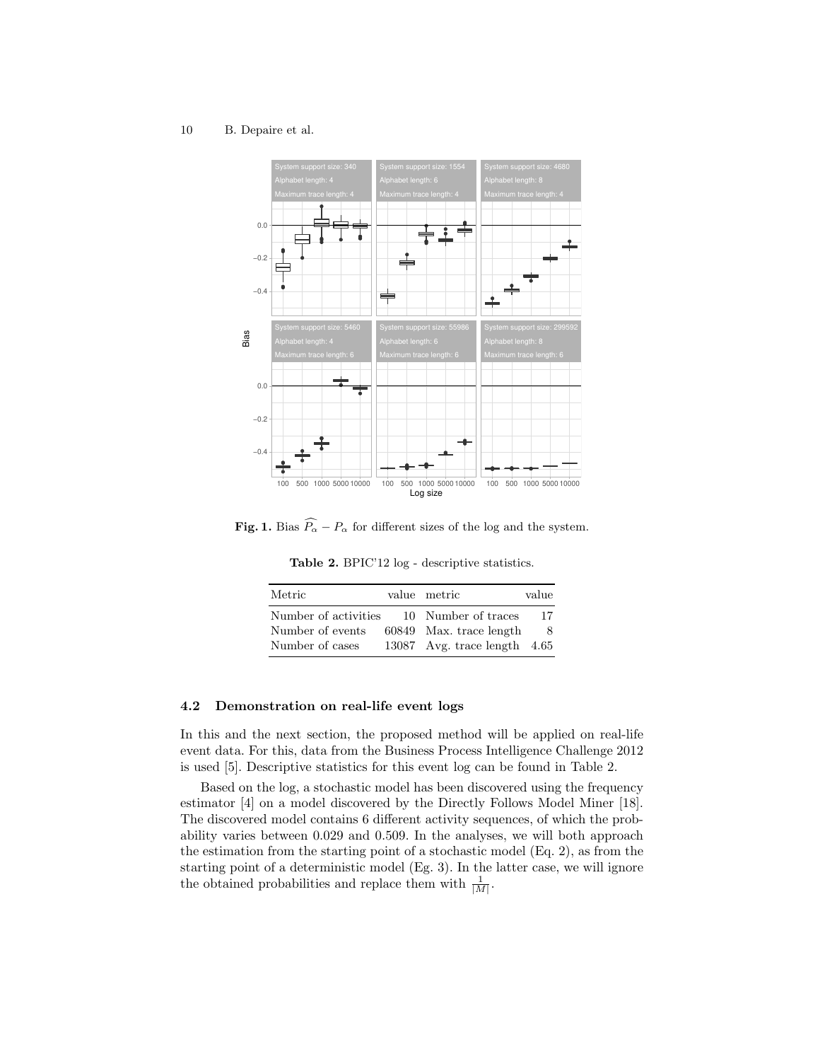**Fig. 1.** Bias $\widehat{P_\alpha} - P_\alpha$ for different sizes of the log and the system.

**Table 2.** BPIC'12 log - descriptive statistics.

| Metric | value | metric | value |
|---|---|---|---|
| Number of activities | 10 | Number of traces | 17 |
| Number of events | 60849 | Max. trace length | 8 |
| Number of cases | 13087 | Avg. trace length | 4.65 |

### 4.2 Demonstration on real-life event logs

In this and the next section, the proposed method will be applied on real-life event data. For this, data from the Business Process Intelligence Challenge 2012 is used [5]. Descriptive statistics for this event log can be found in Table 2.

Based on the log, a stochastic model has been discovered using the frequency estimator [4] on a model discovered by the Directly Follows Model Miner [18]. The discovered model contains 6 different activity sequences, of which the probability varies between 0.029 and 0.509. In the analyses, we will both approach the estimation from the starting point of a stochastic model (Eq. 2), as from the starting point of a deterministic model (Eg. 3). In the latter case, we will ignore the obtained probabilities and replace them with $\frac{1}{|M|}$.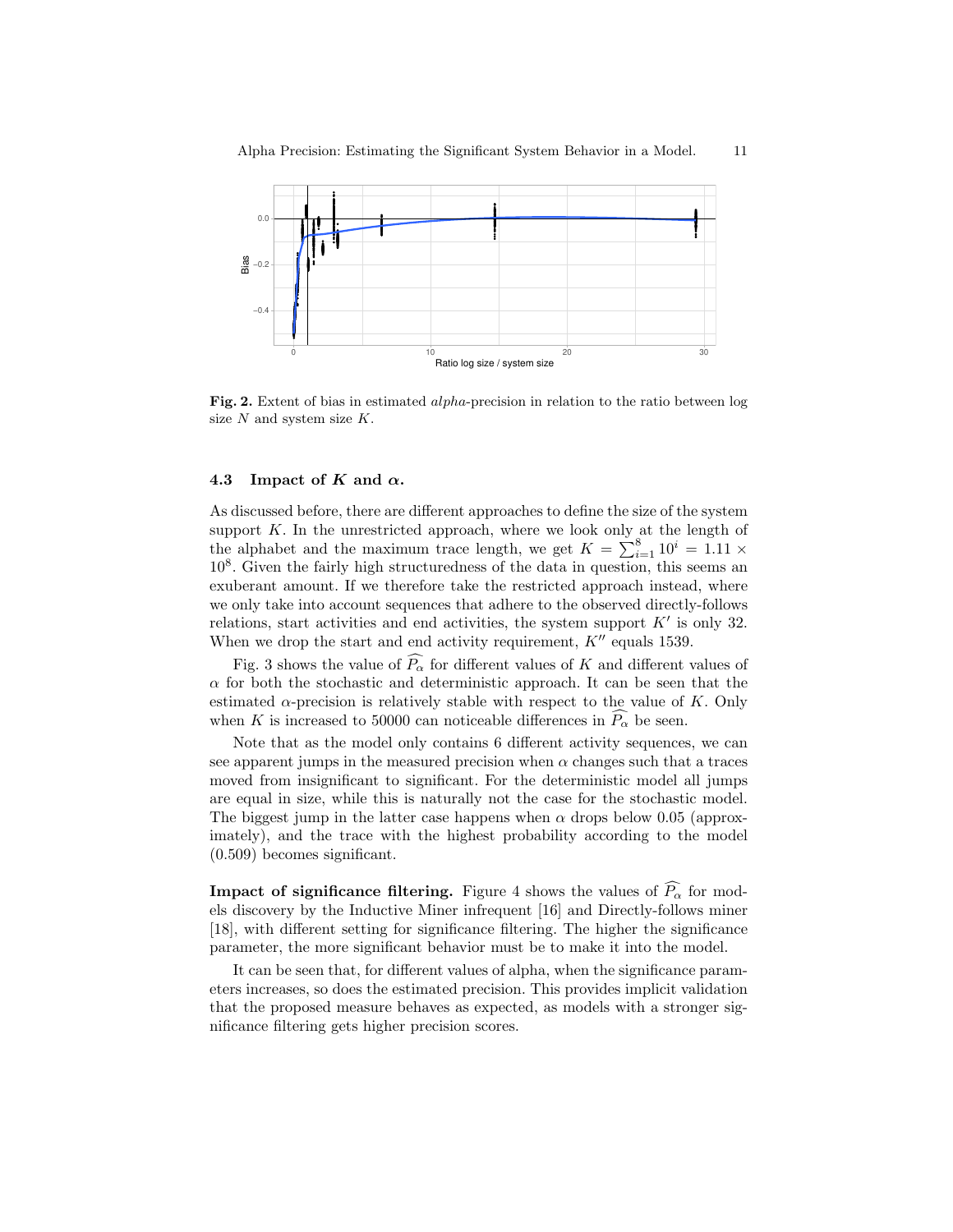Fig. 2. Extent of bias in estimated *alpha*-precision in relation to the ratio between log size $N$ and system size $K$.

### 4.3 Impact of $K$ and $\alpha$.

As discussed before, there are different approaches to define the size of the system support $K$. In the unrestricted approach, where we look only at the length of the alphabet and the maximum trace length, we get $K = \sum_{i=1}^{8} 10^i = 1.11 \times 10^8$. Given the fairly high structuredness of the data in question, this seems an exuberant amount. If we therefore take the restricted approach instead, where we only take into account sequences that adhere to the observed directly-follows relations, start activities and end activities, the system support $K'$ is only 32. When we drop the start and end activity requirement, $K''$ equals 1539.

Fig. 3 shows the value of $\widehat{P_\alpha}$ for different values of $K$ and different values of $\alpha$ for both the stochastic and deterministic approach. It can be seen that the estimated $\alpha$-precision is relatively stable with respect to the value of $K$. Only when $K$ is increased to 50000 can noticeable differences in $\widehat{P_\alpha}$ be seen.

Note that as the model only contains 6 different activity sequences, we can see apparent jumps in the measured precision when $\alpha$ changes such that a traces moved from insignificant to significant. For the deterministic model all jumps are equal in size, while this is naturally not the case for the stochastic model. The biggest jump in the latter case happens when $\alpha$ drops below 0.05 (approximately), and the trace with the highest probability according to the model (0.509) becomes significant.

**Impact of significance filtering.** Figure 4 shows the values of $\widehat{P_\alpha}$ for models discovery by the Inductive Miner infrequent [16] and Directly-follows miner [18], with different setting for significance filtering. The higher the significance parameter, the more significant behavior must be to make it into the model.

It can be seen that, for different values of alpha, when the significance parameters increases, so does the estimated precision. This provides implicit validation that the proposed measure behaves as expected, as models with a stronger significance filtering gets higher precision scores.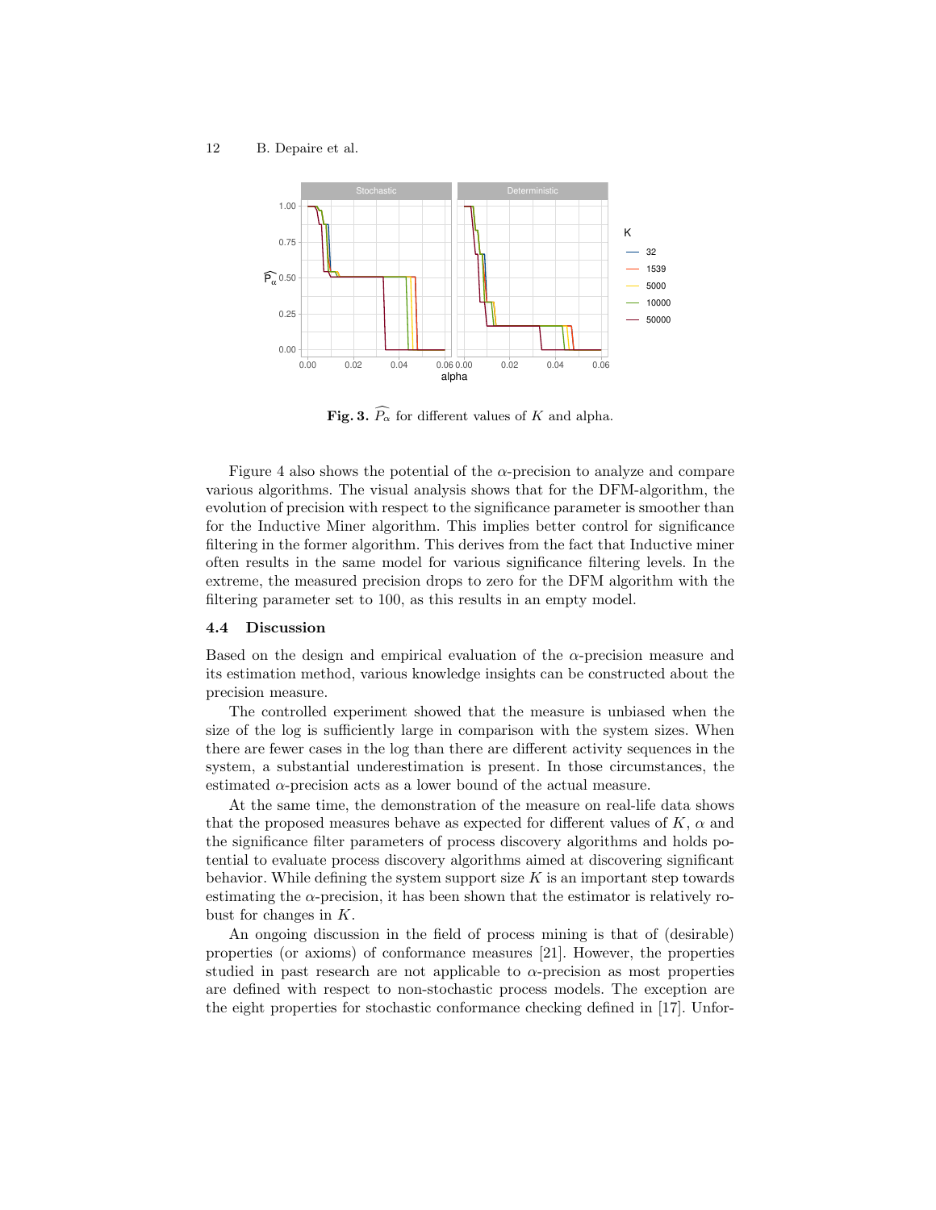**Fig. 3.** $\widehat{P_\alpha}$ for different values of $K$ and alpha.

Figure 4 also shows the potential of the $\alpha$-precision to analyze and compare various algorithms. The visual analysis shows that for the DFM-algorithm, the evolution of precision with respect to the significance parameter is smoother than for the Inductive Miner algorithm. This implies better control for significance filtering in the former algorithm. This derives from the fact that Inductive miner often results in the same model for various significance filtering levels. In the extreme, the measured precision drops to zero for the DFM algorithm with the filtering parameter set to 100, as this results in an empty model.

### 4.4 Discussion

Based on the design and empirical evaluation of the $\alpha$-precision measure and its estimation method, various knowledge insights can be constructed about the precision measure.

The controlled experiment showed that the measure is unbiased when the size of the log is sufficiently large in comparison with the system sizes. When there are fewer cases in the log than there are different activity sequences in the system, a substantial underestimation is present. In those circumstances, the estimated $\alpha$-precision acts as a lower bound of the actual measure.

At the same time, the demonstration of the measure on real-life data shows that the proposed measures behave as expected for different values of $K$, $\alpha$ and the significance filter parameters of process discovery algorithms and holds potential to evaluate process discovery algorithms aimed at discovering significant behavior. While defining the system support size $K$ is an important step towards estimating the $\alpha$-precision, it has been shown that the estimator is relatively robust for changes in $K$.

An ongoing discussion in the field of process mining is that of (desirable) properties (or axioms) of conformance measures [21]. However, the properties studied in past research are not applicable to $\alpha$-precision as most properties are defined with respect to non-stochastic process models. The exception are the eight properties for stochastic conformance checking defined in [17]. Unfor-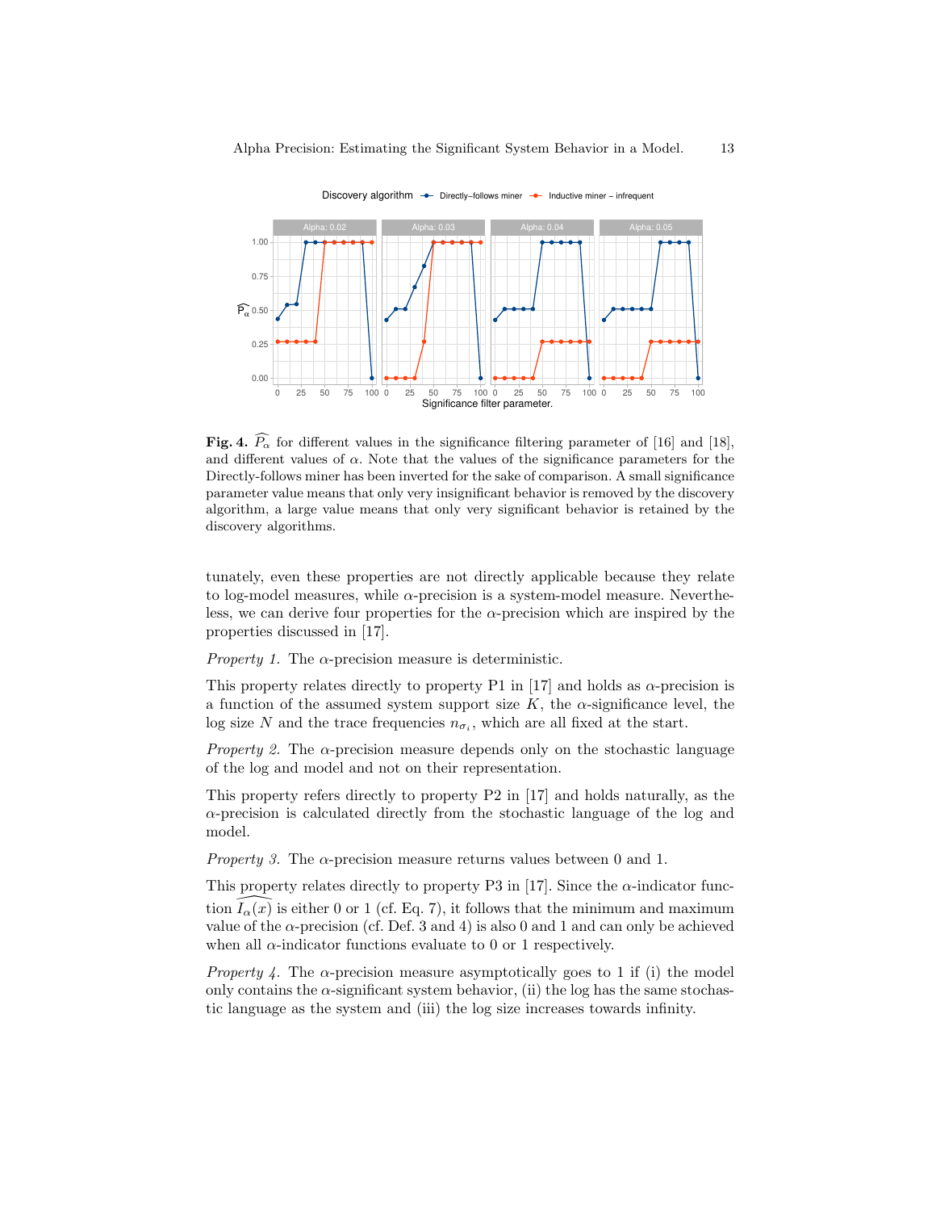**Fig. 4.** $\widehat{P_\alpha}$ for different values in the significance filtering parameter of [16] and [18], and different values of $\alpha$. Note that the values of the significance parameters for the Directly-follows miner has been inverted for the sake of comparison. A small significance parameter value means that only very insignificant behavior is removed by the discovery algorithm, a large value means that only very significant behavior is retained by the discovery algorithms.

tunately, even these properties are not directly applicable because they relate to log-model measures, while $\alpha$-precision is a system-model measure. Nevertheless, we can derive four properties for the $\alpha$-precision which are inspired by the properties discussed in [17].

*Property 1.* The $\alpha$-precision measure is deterministic.

This property relates directly to property P1 in [17] and holds as $\alpha$-precision is a function of the assumed system support size $K$, the $\alpha$-significance level, the log size $N$ and the trace frequencies $n_{\sigma_i}$, which are all fixed at the start.

*Property 2.* The $\alpha$-precision measure depends only on the stochastic language of the log and model and not on their representation.

This property refers directly to property P2 in [17] and holds naturally, as the $\alpha$-precision is calculated directly from the stochastic language of the log and model.

*Property 3.* The $\alpha$-precision measure returns values between 0 and 1.

This property relates directly to property P3 in [17]. Since the $\alpha$-indicator function $\widehat{I_\alpha(x)}$ is either 0 or 1 (cf. Eq. 7), it follows that the minimum and maximum value of the $\alpha$-precision (cf. Def. 3 and 4) is also 0 and 1 and can only be achieved when all $\alpha$-indicator functions evaluate to 0 or 1 respectively.

*Property 4.* The $\alpha$-precision measure asymptotically goes to 1 if (i) the model only contains the $\alpha$-significant system behavior, (ii) the log has the same stochastic language as the system and (iii) the log size increases towards infinity.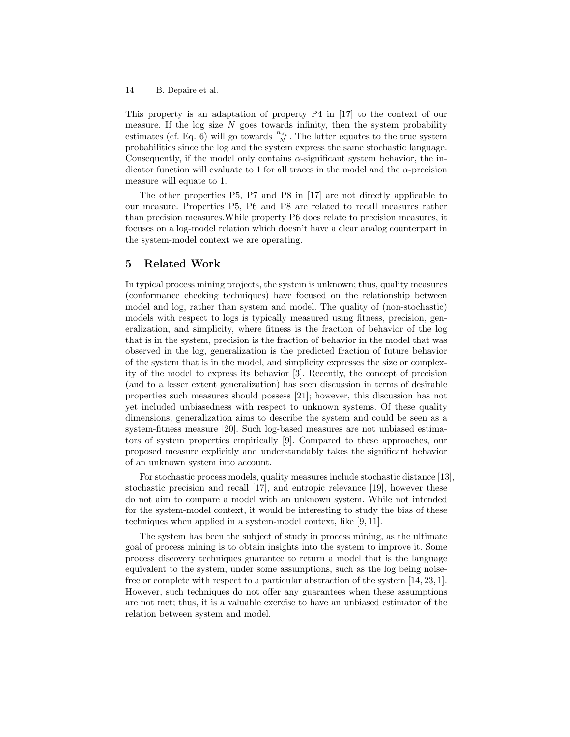This property is an adaptation of property P4 in [17] to the context of our measure. If the log size $N$ goes towards infinity, then the system probability estimates (cf. Eq. 6) will go towards $\frac{n_{\sigma_i}}{N}$. The latter equates to the true system probabilities since the log and the system express the same stochastic language. Consequently, if the model only contains $\alpha$-significant system behavior, the indicator function will evaluate to 1 for all traces in the model and the $\alpha$-precision measure will equate to 1.

The other properties P5, P7 and P8 in [17] are not directly applicable to our measure. Properties P5, P6 and P8 are related to recall measures rather than precision measures.While property P6 does relate to precision measures, it focuses on a log-model relation which doesn't have a clear analog counterpart in the system-model context we are operating.

## 5 Related Work

In typical process mining projects, the system is unknown; thus, quality measures (conformance checking techniques) have focused on the relationship between model and log, rather than system and model. The quality of (non-stochastic) models with respect to logs is typically measured using fitness, precision, generalization, and simplicity, where fitness is the fraction of behavior of the log that is in the system, precision is the fraction of behavior in the model that was observed in the log, generalization is the predicted fraction of future behavior of the system that is in the model, and simplicity expresses the size or complexity of the model to express its behavior [3]. Recently, the concept of precision (and to a lesser extent generalization) has seen discussion in terms of desirable properties such measures should possess [21]; however, this discussion has not yet included unbiasedness with respect to unknown systems. Of these quality dimensions, generalization aims to describe the system and could be seen as a system-fitness measure [20]. Such log-based measures are not unbiased estimators of system properties empirically [9]. Compared to these approaches, our proposed measure explicitly and understandably takes the significant behavior of an unknown system into account.

For stochastic process models, quality measures include stochastic distance [13], stochastic precision and recall [17], and entropic relevance [19], however these do not aim to compare a model with an unknown system. While not intended for the system-model context, it would be interesting to study the bias of these techniques when applied in a system-model context, like [9, 11].

The system has been the subject of study in process mining, as the ultimate goal of process mining is to obtain insights into the system to improve it. Some process discovery techniques guarantee to return a model that is the language equivalent to the system, under some assumptions, such as the log being noise-free or complete with respect to a particular abstraction of the system [14, 23, 1]. However, such techniques do not offer any guarantees when these assumptions are not met; thus, it is a valuable exercise to have an unbiased estimator of the relation between system and model.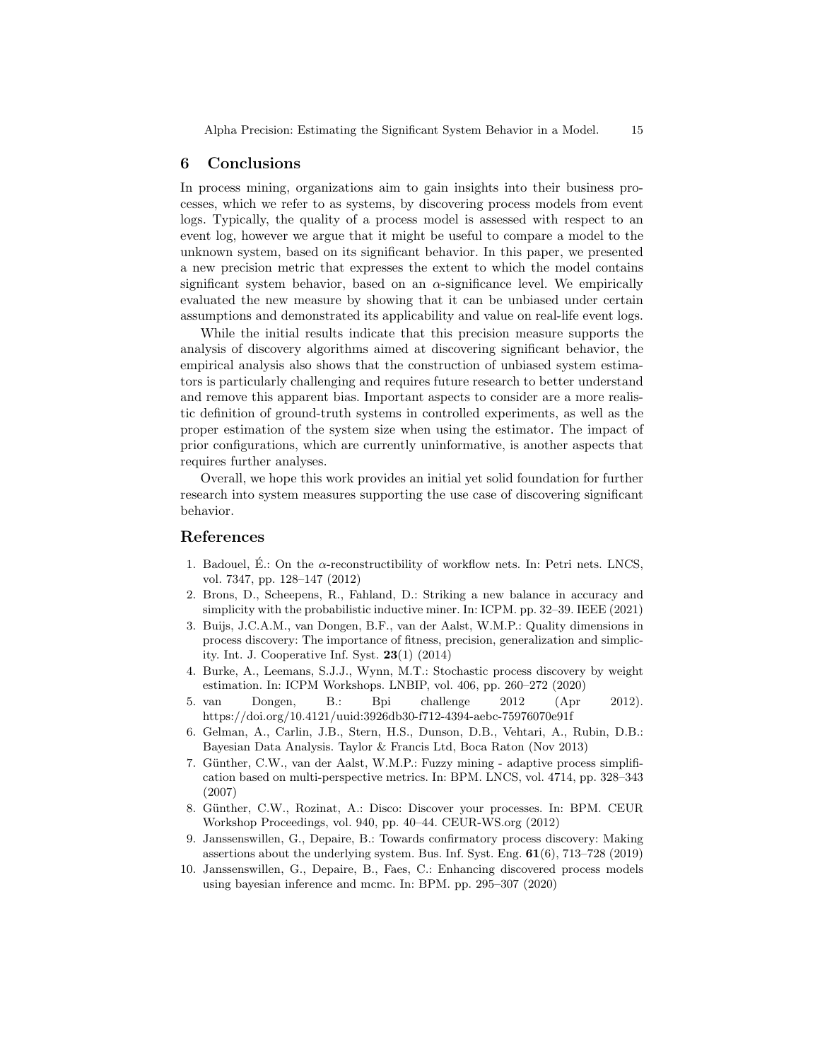## 6 Conclusions

In process mining, organizations aim to gain insights into their business processes, which we refer to as systems, by discovering process models from event logs. Typically, the quality of a process model is assessed with respect to an event log, however we argue that it might be useful to compare a model to the unknown system, based on its significant behavior. In this paper, we presented a new precision metric that expresses the extent to which the model contains significant system behavior, based on an $\alpha$-significance level. We empirically evaluated the new measure by showing that it can be unbiased under certain assumptions and demonstrated its applicability and value on real-life event logs.

While the initial results indicate that this precision measure supports the analysis of discovery algorithms aimed at discovering significant behavior, the empirical analysis also shows that the construction of unbiased system estimators is particularly challenging and requires future research to better understand and remove this apparent bias. Important aspects to consider are a more realistic definition of ground-truth systems in controlled experiments, as well as the proper estimation of the system size when using the estimator. The impact of prior configurations, which are currently uninformative, is another aspects that requires further analyses.

Overall, we hope this work provides an initial yet solid foundation for further research into system measures supporting the use case of discovering significant behavior.

## References

1. Badouel, É.: On the $\alpha$-reconstructibility of workflow nets. In: Petri nets. LNCS, vol. 7347, pp. 128–147 (2012)
2. Brons, D., Scheepens, R., Fahland, D.: Striking a new balance in accuracy and simplicity with the probabilistic inductive miner. In: ICPM. pp. 32–39. IEEE (2021)
3. Buijs, J.C.A.M., van Dongen, B.F., van der Aalst, W.M.P.: Quality dimensions in process discovery: The importance of fitness, precision, generalization and simplicity. Int. J. Cooperative Inf. Syst. **23**(1) (2014)
4. Burke, A., Leemans, S.J.J., Wynn, M.T.: Stochastic process discovery by weight estimation. In: ICPM Workshops. LNBIP, vol. 406, pp. 260–272 (2020)
5. van Dongen, B.: Bpi challenge 2012 (Apr 2012). https://doi.org/10.4121/uuid:3926db30-f712-4394-aebc-75976070e91f
6. Gelman, A., Carlin, J.B., Stern, H.S., Dunson, D.B., Vehtari, A., Rubin, D.B.: Bayesian Data Analysis. Taylor & Francis Ltd, Boca Raton (Nov 2013)
7. Günther, C.W., van der Aalst, W.M.P.: Fuzzy mining - adaptive process simplification based on multi-perspective metrics. In: BPM. LNCS, vol. 4714, pp. 328–343 (2007)
8. Günther, C.W., Rozinat, A.: Disco: Discover your processes. In: BPM. CEUR Workshop Proceedings, vol. 940, pp. 40–44. CEUR-WS.org (2012)
9. Janssenswillen, G., Depaire, B.: Towards confirmatory process discovery: Making assertions about the underlying system. Bus. Inf. Syst. Eng. **61**(6), 713–728 (2019)
10. Janssenswillen, G., Depaire, B., Faes, C.: Enhancing discovered process models using bayesian inference and mcmc. In: BPM. pp. 295–307 (2020)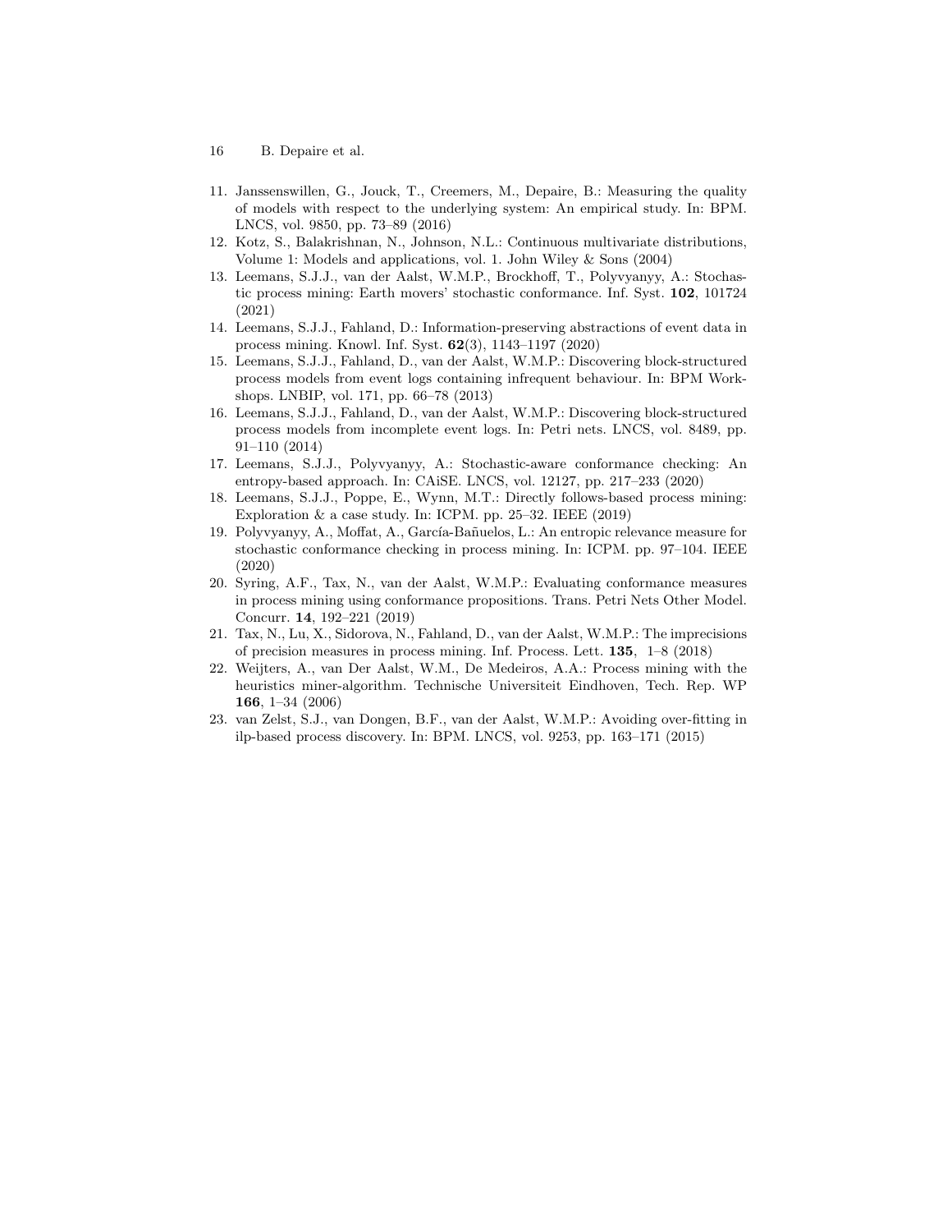11. Janssenswillen, G., Jouck, T., Creemers, M., Depaire, B.: Measuring the quality of models with respect to the underlying system: An empirical study. In: BPM. LNCS, vol. 9850, pp. 73–89 (2016)
12. Kotz, S., Balakrishnan, N., Johnson, N.L.: Continuous multivariate distributions, Volume 1: Models and applications, vol. 1. John Wiley & Sons (2004)
13. Leemans, S.J.J., van der Aalst, W.M.P., Brockhoff, T., Polyvyanyy, A.: Stochastic process mining: Earth movers' stochastic conformance. Inf. Syst. **102**, 101724 (2021)
14. Leemans, S.J.J., Fahland, D.: Information-preserving abstractions of event data in process mining. Knowl. Inf. Syst. **62**(3), 1143–1197 (2020)
15. Leemans, S.J.J., Fahland, D., van der Aalst, W.M.P.: Discovering block-structured process models from event logs containing infrequent behaviour. In: BPM Workshops. LNBIP, vol. 171, pp. 66–78 (2013)
16. Leemans, S.J.J., Fahland, D., van der Aalst, W.M.P.: Discovering block-structured process models from incomplete event logs. In: Petri nets. LNCS, vol. 8489, pp. 91–110 (2014)
17. Leemans, S.J.J., Polyvyanyy, A.: Stochastic-aware conformance checking: An entropy-based approach. In: CAiSE. LNCS, vol. 12127, pp. 217–233 (2020)
18. Leemans, S.J.J., Poppe, E., Wynn, M.T.: Directly follows-based process mining: Exploration & a case study. In: ICPM. pp. 25–32. IEEE (2019)
19. Polyvyanyy, A., Moffat, A., García-Bañuelos, L.: An entropic relevance measure for stochastic conformance checking in process mining. In: ICPM. pp. 97–104. IEEE (2020)
20. Syring, A.F., Tax, N., van der Aalst, W.M.P.: Evaluating conformance measures in process mining using conformance propositions. Trans. Petri Nets Other Model. Concurr. **14**, 192–221 (2019)
21. Tax, N., Lu, X., Sidorova, N., Fahland, D., van der Aalst, W.M.P.: The imprecisions of precision measures in process mining. Inf. Process. Lett. **135**, 1–8 (2018)
22. Weijters, A., van Der Aalst, W.M., De Medeiros, A.A.: Process mining with the heuristics miner-algorithm. Technische Universiteit Eindhoven, Tech. Rep. WP **166**, 1–34 (2006)
23. van Zelst, S.J., van Dongen, B.F., van der Aalst, W.M.P.: Avoiding over-fitting in ilp-based process discovery. In: BPM. LNCS, vol. 9253, pp. 163–171 (2015)